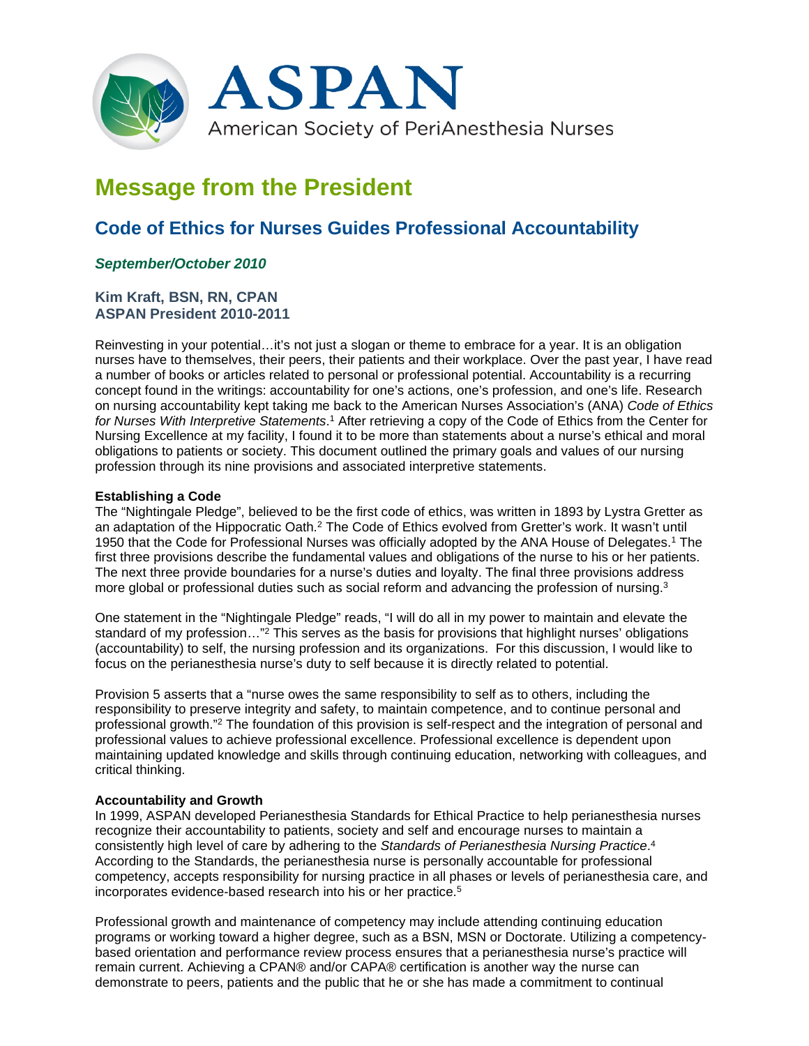ASPAN

American Society of PeriAnesthesia Nurses

# Message from the President

## Code of Ethics for Nurses Guides Professional Accountability

***September/October 2010***

**Kim Kraft, BSN, RN, CPAN**
**ASPAN President 2010-2011**

Reinvesting in your potential…it's not just a slogan or theme to embrace for a year. It is an obligation nurses have to themselves, their peers, their patients and their workplace. Over the past year, I have read a number of books or articles related to personal or professional potential. Accountability is a recurring concept found in the writings: accountability for one's actions, one's profession, and one's life. Research on nursing accountability kept taking me back to the American Nurses Association's (ANA) *Code of Ethics for Nurses With Interpretive Statements*.[1] After retrieving a copy of the Code of Ethics from the Center for Nursing Excellence at my facility, I found it to be more than statements about a nurse's ethical and moral obligations to patients or society. This document outlined the primary goals and values of our nursing profession through its nine provisions and associated interpretive statements.

**Establishing a Code**

The "Nightingale Pledge", believed to be the first code of ethics, was written in 1893 by Lystra Gretter as an adaptation of the Hippocratic Oath.[2] The Code of Ethics evolved from Gretter's work. It wasn't until 1950 that the Code for Professional Nurses was officially adopted by the ANA House of Delegates.[1] The first three provisions describe the fundamental values and obligations of the nurse to his or her patients. The next three provide boundaries for a nurse's duties and loyalty. The final three provisions address more global or professional duties such as social reform and advancing the profession of nursing.[3]

One statement in the "Nightingale Pledge" reads, "I will do all in my power to maintain and elevate the standard of my profession…"[2] This serves as the basis for provisions that highlight nurses' obligations (accountability) to self, the nursing profession and its organizations. For this discussion, I would like to focus on the perianesthesia nurse's duty to self because it is directly related to potential.

Provision 5 asserts that a "nurse owes the same responsibility to self as to others, including the responsibility to preserve integrity and safety, to maintain competence, and to continue personal and professional growth."[2] The foundation of this provision is self-respect and the integration of personal and professional values to achieve professional excellence. Professional excellence is dependent upon maintaining updated knowledge and skills through continuing education, networking with colleagues, and critical thinking.

**Accountability and Growth**

In 1999, ASPAN developed Perianesthesia Standards for Ethical Practice to help perianesthesia nurses recognize their accountability to patients, society and self and encourage nurses to maintain a consistently high level of care by adhering to the *Standards of Perianesthesia Nursing Practice*.[4] According to the Standards, the perianesthesia nurse is personally accountable for professional competency, accepts responsibility for nursing practice in all phases or levels of perianesthesia care, and incorporates evidence-based research into his or her practice.[5]

Professional growth and maintenance of competency may include attending continuing education programs or working toward a higher degree, such as a BSN, MSN or Doctorate. Utilizing a competency-based orientation and performance review process ensures that a perianesthesia nurse's practice will remain current. Achieving a CPAN® and/or CAPA® certification is another way the nurse can demonstrate to peers, patients and the public that he or she has made a commitment to continual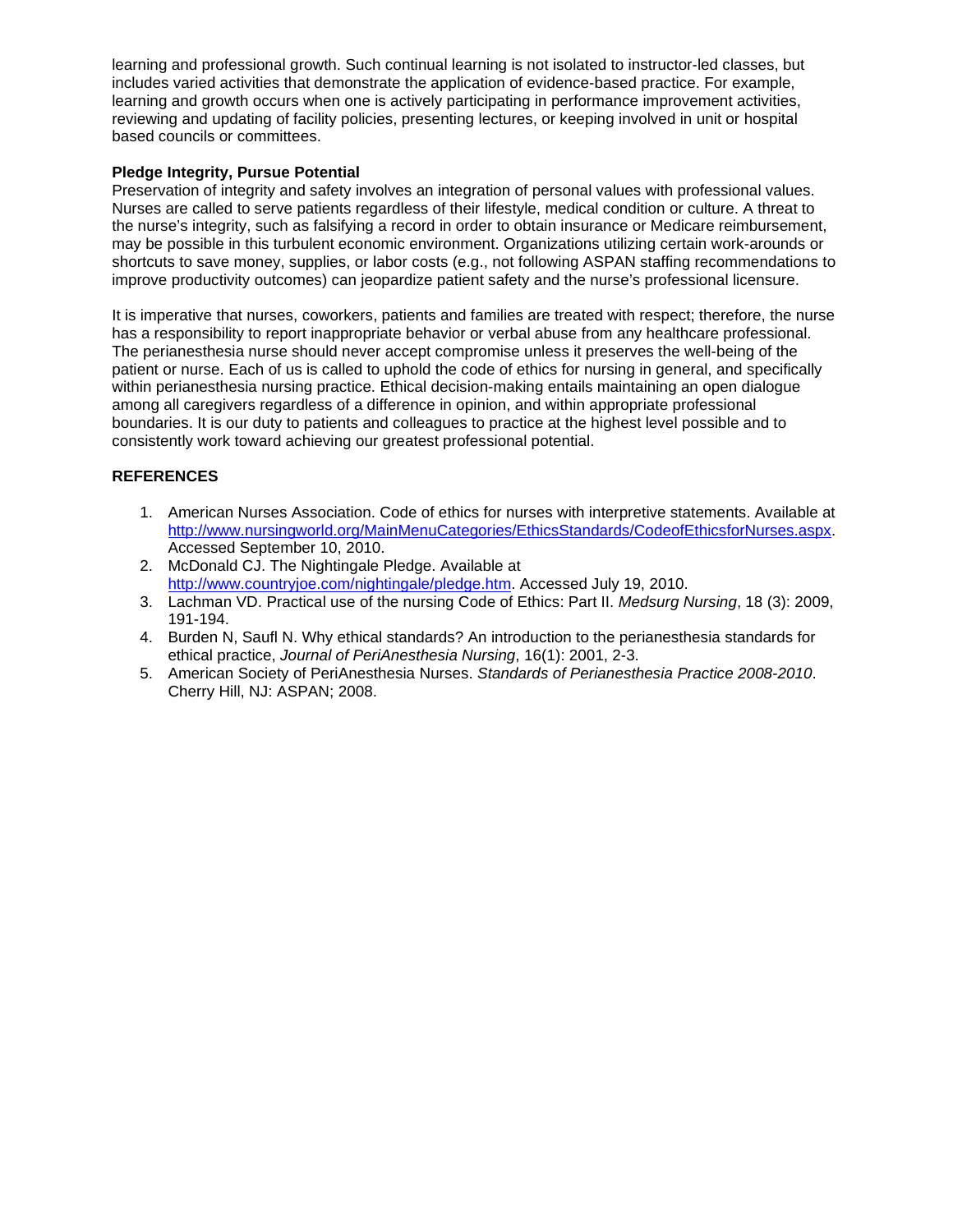learning and professional growth. Such continual learning is not isolated to instructor-led classes, but includes varied activities that demonstrate the application of evidence-based practice. For example, learning and growth occurs when one is actively participating in performance improvement activities, reviewing and updating of facility policies, presenting lectures, or keeping involved in unit or hospital based councils or committees.

**Pledge Integrity, Pursue Potential**

Preservation of integrity and safety involves an integration of personal values with professional values. Nurses are called to serve patients regardless of their lifestyle, medical condition or culture. A threat to the nurse's integrity, such as falsifying a record in order to obtain insurance or Medicare reimbursement, may be possible in this turbulent economic environment. Organizations utilizing certain work-arounds or shortcuts to save money, supplies, or labor costs (e.g., not following ASPAN staffing recommendations to improve productivity outcomes) can jeopardize patient safety and the nurse's professional licensure.

It is imperative that nurses, coworkers, patients and families are treated with respect; therefore, the nurse has a responsibility to report inappropriate behavior or verbal abuse from any healthcare professional. The perianesthesia nurse should never accept compromise unless it preserves the well-being of the patient or nurse. Each of us is called to uphold the code of ethics for nursing in general, and specifically within perianesthesia nursing practice. Ethical decision-making entails maintaining an open dialogue among all caregivers regardless of a difference in opinion, and within appropriate professional boundaries. It is our duty to patients and colleagues to practice at the highest level possible and to consistently work toward achieving our greatest professional potential.

**REFERENCES**

1. American Nurses Association. Code of ethics for nurses with interpretive statements. Available at http://www.nursingworld.org/MainMenuCategories/EthicsStandards/CodeofEthicsforNurses.aspx. Accessed September 10, 2010.
2. McDonald CJ. The Nightingale Pledge. Available at http://www.countryjoe.com/nightingale/pledge.htm. Accessed July 19, 2010.
3. Lachman VD. Practical use of the nursing Code of Ethics: Part II. *Medsurg Nursing*, 18 (3): 2009, 191-194.
4. Burden N, Saufl N. Why ethical standards? An introduction to the perianesthesia standards for ethical practice, *Journal of PeriAnesthesia Nursing*, 16(1): 2001, 2-3.
5. American Society of PeriAnesthesia Nurses. *Standards of Perianesthesia Practice 2008-2010*. Cherry Hill, NJ: ASPAN; 2008.